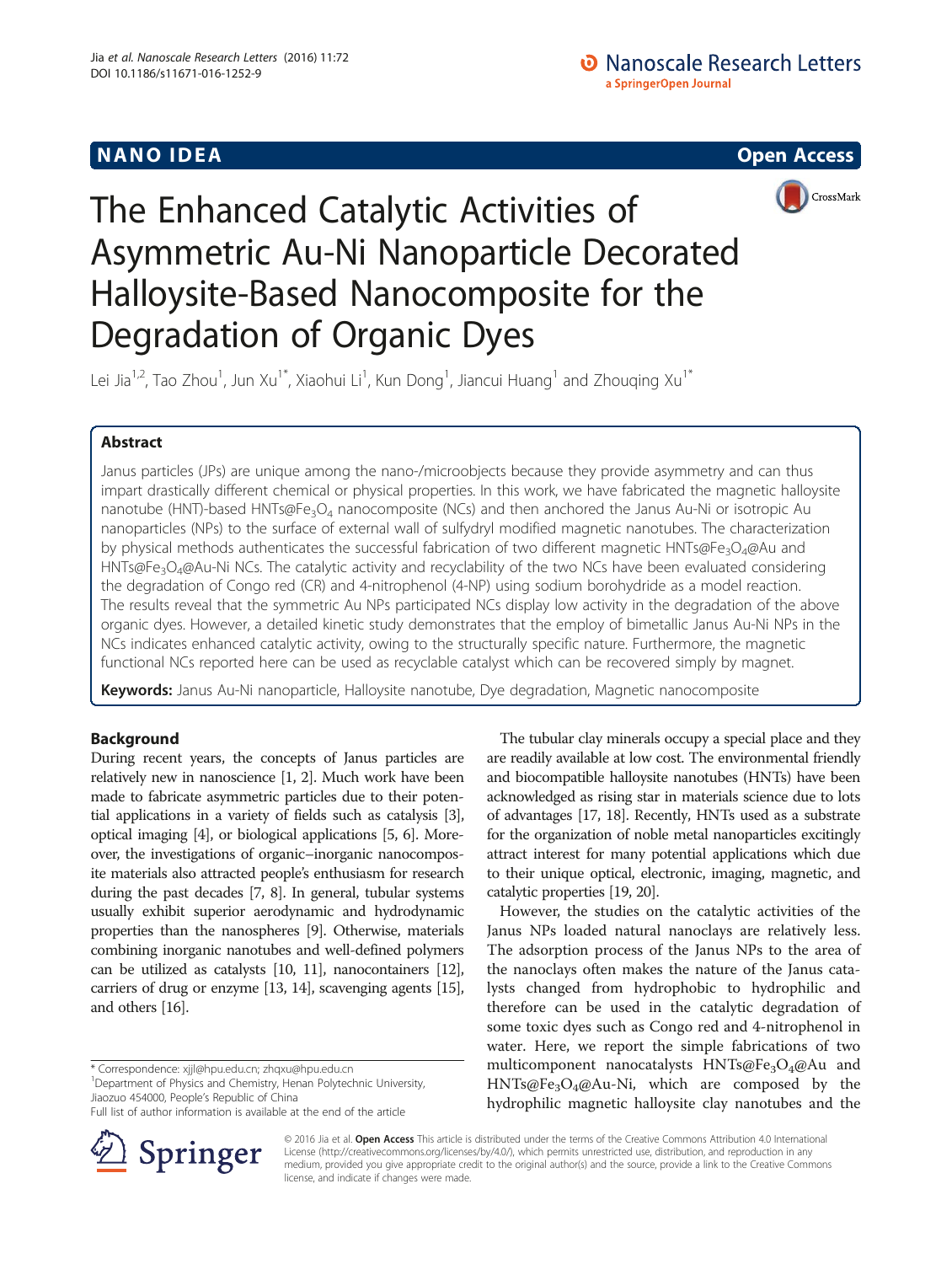NANO IDEA

Open Access

# The Enhanced Catalytic Activities of Asymmetric Au-Ni Nanoparticle Decorated Halloysite-Based Nanocomposite for the Degradation of Organic Dyes

Lei Jia[1,2], Tao Zhou[1], Jun Xu[1*], Xiaohui Li[1], Kun Dong[1], Jiancui Huang[1] and Zhouqing Xu[1*]

## Abstract

Janus particles (JPs) are unique among the nano-/microobjects because they provide asymmetry and can thus impart drastically different chemical or physical properties. In this work, we have fabricated the magnetic halloysite nanotube (HNT)-based HNTs@$Fe_3O_4$ nanocomposite (NCs) and then anchored the Janus Au-Ni or isotropic Au nanoparticles (NPs) to the surface of external wall of sulfydryl modified magnetic nanotubes. The characterization by physical methods authenticates the successful fabrication of two different magnetic HNTs@$Fe_3O_4$@Au and HNTs@$Fe_3O_4$@Au-Ni NCs. The catalytic activity and recyclability of the two NCs have been evaluated considering the degradation of Congo red (CR) and 4-nitrophenol (4-NP) using sodium borohydride as a model reaction. The results reveal that the symmetric Au NPs participated NCs display low activity in the degradation of the above organic dyes. However, a detailed kinetic study demonstrates that the employ of bimetallic Janus Au-Ni NPs in the NCs indicates enhanced catalytic activity, owing to the structurally specific nature. Furthermore, the magnetic functional NCs reported here can be used as recyclable catalyst which can be recovered simply by magnet.

**Keywords:** Janus Au-Ni nanoparticle, Halloysite nanotube, Dye degradation, Magnetic nanocomposite

## Background

During recent years, the concepts of Janus particles are relatively new in nanoscience [1, 2]. Much work have been made to fabricate asymmetric particles due to their potential applications in a variety of fields such as catalysis [3], optical imaging [4], or biological applications [5, 6]. Moreover, the investigations of organic–inorganic nanocomposite materials also attracted people's enthusiasm for research during the past decades [7, 8]. In general, tubular systems usually exhibit superior aerodynamic and hydrodynamic properties than the nanospheres [9]. Otherwise, materials combining inorganic nanotubes and well-defined polymers can be utilized as catalysts [10, 11], nanocontainers [12], carriers of drug or enzyme [13, 14], scavenging agents [15], and others [16].

The tubular clay minerals occupy a special place and they are readily available at low cost. The environmental friendly and biocompatible halloysite nanotubes (HNTs) have been acknowledged as rising star in materials science due to lots of advantages [17, 18]. Recently, HNTs used as a substrate for the organization of noble metal nanoparticles excitingly attract interest for many potential applications which due to their unique optical, electronic, imaging, magnetic, and catalytic properties [19, 20].

However, the studies on the catalytic activities of the Janus NPs loaded natural nanoclays are relatively less. The adsorption process of the Janus NPs to the area of the nanoclays often makes the nature of the Janus catalysts changed from hydrophobic to hydrophilic and therefore can be used in the catalytic degradation of some toxic dyes such as Congo red and 4-nitrophenol in water. Here, we report the simple fabrications of two multicomponent nanocatalysts HNTs@$Fe_3O_4$@Au and HNTs@$Fe_3O_4$@Au-Ni, which are composed by the hydrophilic magnetic halloysite clay nanotubes and the

\* Correspondence: xjjl@hpu.edu.cn; zhqxu@hpu.edu.cn
[1]Department of Physics and Chemistry, Henan Polytechnic University, Jiaozuo 454000, People's Republic of China
Full list of author information is available at the end of the article

© 2016 Jia et al. **Open Access** This article is distributed under the terms of the Creative Commons Attribution 4.0 International License (http://creativecommons.org/licenses/by/4.0/), which permits unrestricted use, distribution, and reproduction in any medium, provided you give appropriate credit to the original author(s) and the source, provide a link to the Creative Commons license, and indicate if changes were made.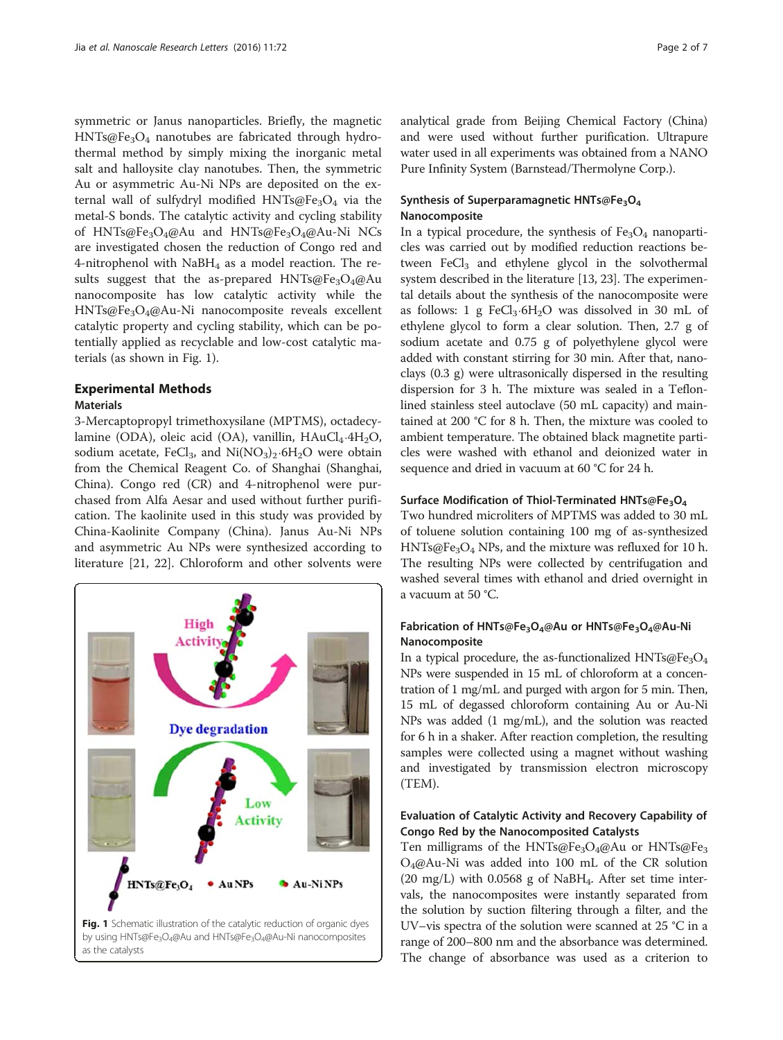symmetric or Janus nanoparticles. Briefly, the magnetic HNTs@$Fe_3O_4$ nanotubes are fabricated through hydrothermal method by simply mixing the inorganic metal salt and halloysite clay nanotubes. Then, the symmetric Au or asymmetric Au-Ni NPs are deposited on the external wall of sulfydryl modified HNTs@$Fe_3O_4$ via the metal-S bonds. The catalytic activity and cycling stability of HNTs@$Fe_3O_4$@Au and HNTs@$Fe_3O_4$@Au-Ni NCs are investigated chosen the reduction of Congo red and 4-nitrophenol with $NaBH_4$ as a model reaction. The results suggest that the as-prepared HNTs@$Fe_3O_4$@Au nanocomposite has low catalytic activity while the HNTs@$Fe_3O_4$@Au-Ni nanocomposite reveals excellent catalytic property and cycling stability, which can be potentially applied as recyclable and low-cost catalytic materials (as shown in Fig. 1).

## Experimental Methods

### Materials

3-Mercaptopropyl trimethoxysilane (MPTMS), octadecylamine (ODA), oleic acid (OA), vanillin, $HAuCl_4{\cdot}4H_2O$, sodium acetate, $FeCl_3$, and $Ni(NO_3)_2{\cdot}6H_2O$ were obtain from the Chemical Reagent Co. of Shanghai (Shanghai, China). Congo red (CR) and 4-nitrophenol were purchased from Alfa Aesar and used without further purification. The kaolinite used in this study was provided by China-Kaolinite Company (China). Janus Au-Ni NPs and asymmetric Au NPs were synthesized according to literature [21, 22]. Chloroform and other solvents were analytical grade from Beijing Chemical Factory (China) and were used without further purification. Ultrapure water used in all experiments was obtained from a NANO Pure Infinity System (Barnstead/Thermolyne Corp.).

Fig. 1 Schematic illustration of the catalytic reduction of organic dyes by using HNTs@$Fe_3O_4$@Au and HNTs@$Fe_3O_4$@Au-Ni nanocomposites as the catalysts

### Synthesis of Superparamagnetic HNTs@$Fe_3O_4$ Nanocomposite

In a typical procedure, the synthesis of $Fe_3O_4$ nanoparticles was carried out by modified reduction reactions between $FeCl_3$ and ethylene glycol in the solvothermal system described in the literature [13, 23]. The experimental details about the synthesis of the nanocomposite were as follows: 1 g $FeCl_3{\cdot}6H_2O$ was dissolved in 30 mL of ethylene glycol to form a clear solution. Then, 2.7 g of sodium acetate and 0.75 g of polyethylene glycol were added with constant stirring for 30 min. After that, nanoclays (0.3 g) were ultrasonically dispersed in the resulting dispersion for 3 h. The mixture was sealed in a Teflon-lined stainless steel autoclave (50 mL capacity) and maintained at 200 °C for 8 h. Then, the mixture was cooled to ambient temperature. The obtained black magnetite particles were washed with ethanol and deionized water in sequence and dried in vacuum at 60 °C for 24 h.

### Surface Modification of Thiol-Terminated HNTs@$Fe_3O_4$

Two hundred microliters of MPTMS was added to 30 mL of toluene solution containing 100 mg of as-synthesized HNTs@$Fe_3O_4$ NPs, and the mixture was refluxed for 10 h. The resulting NPs were collected by centrifugation and washed several times with ethanol and dried overnight in a vacuum at 50 °C.

### Fabrication of HNTs@$Fe_3O_4$@Au or HNTs@$Fe_3O_4$@Au-Ni Nanocomposite

In a typical procedure, the as-functionalized HNTs@$Fe_3O_4$ NPs were suspended in 15 mL of chloroform at a concentration of 1 mg/mL and purged with argon for 5 min. Then, 15 mL of degassed chloroform containing Au or Au-Ni NPs was added (1 mg/mL), and the solution was reacted for 6 h in a shaker. After reaction completion, the resulting samples were collected using a magnet without washing and investigated by transmission electron microscopy (TEM).

### Evaluation of Catalytic Activity and Recovery Capability of Congo Red by the Nanocomposited Catalysts

Ten milligrams of the HNTs@$Fe_3O_4$@Au or HNTs@$Fe_3O_4$@Au-Ni was added into 100 mL of the CR solution (20 mg/L) with 0.0568 g of $NaBH_4$. After set time intervals, the nanocomposites were instantly separated from the solution by suction filtering through a filter, and the UV–vis spectra of the solution were scanned at 25 °C in a range of 200–800 nm and the absorbance was determined. The change of absorbance was used as a criterion to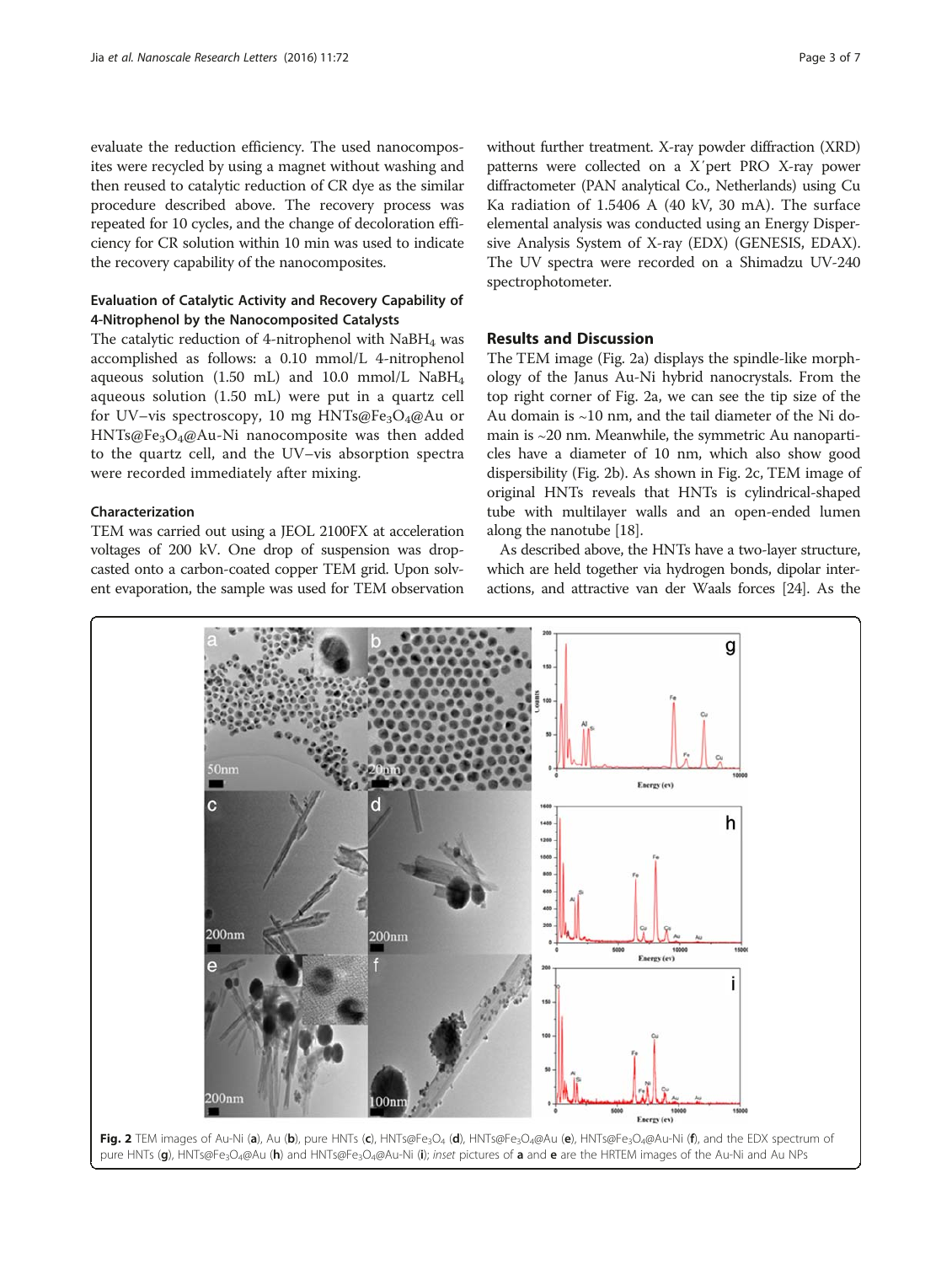evaluate the reduction efficiency. The used nanocomposites were recycled by using a magnet without washing and then reused to catalytic reduction of CR dye as the similar procedure described above. The recovery process was repeated for 10 cycles, and the change of decoloration efficiency for CR solution within 10 min was used to indicate the recovery capability of the nanocomposites.

### Evaluation of Catalytic Activity and Recovery Capability of 4-Nitrophenol by the Nanocomposited Catalysts

The catalytic reduction of 4-nitrophenol with $NaBH_4$ was accomplished as follows: a 0.10 mmol/L 4-nitrophenol aqueous solution (1.50 mL) and 10.0 mmol/L $NaBH_4$ aqueous solution (1.50 mL) were put in a quartz cell for UV–vis spectroscopy, 10 mg HNTs@$Fe_3O_4$@Au or HNTs@$Fe_3O_4$@Au-Ni nanocomposite was then added to the quartz cell, and the UV–vis absorption spectra were recorded immediately after mixing.

### Characterization

TEM was carried out using a JEOL 2100FX at acceleration voltages of 200 kV. One drop of suspension was drop-casted onto a carbon-coated copper TEM grid. Upon solvent evaporation, the sample was used for TEM observation without further treatment. X-ray powder diffraction (XRD) patterns were collected on a X′pert PRO X-ray power diffractometer (PAN analytical Co., Netherlands) using Cu Ka radiation of 1.5406 A (40 kV, 30 mA). The surface elemental analysis was conducted using an Energy Dispersive Analysis System of X-ray (EDX) (GENESIS, EDAX). The UV spectra were recorded on a Shimadzu UV-240 spectrophotometer.

## Results and Discussion

The TEM image (Fig. 2a) displays the spindle-like morphology of the Janus Au-Ni hybrid nanocrystals. From the top right corner of Fig. 2a, we can see the tip size of the Au domain is ~10 nm, and the tail diameter of the Ni domain is ~20 nm. Meanwhile, the symmetric Au nanoparticles have a diameter of 10 nm, which also show good dispersibility (Fig. 2b). As shown in Fig. 2c, TEM image of original HNTs reveals that HNTs is cylindrical-shaped tube with multilayer walls and an open-ended lumen along the nanotube [18].

As described above, the HNTs have a two-layer structure, which are held together via hydrogen bonds, dipolar interactions, and attractive van der Waals forces [24]. As the

**Fig. 2** TEM images of Au-Ni (**a**), Au (**b**), pure HNTs (**c**), HNTs@$Fe_3O_4$ (**d**), HNTs@$Fe_3O_4$@Au (**e**), HNTs@$Fe_3O_4$@Au-Ni (**f**), and the EDX spectrum of pure HNTs (**g**), HNTs@$Fe_3O_4$@Au (**h**) and HNTs@$Fe_3O_4$@Au-Ni (**i**); *inset* pictures of **a** and **e** are the HRTEM images of the Au-Ni and Au NPs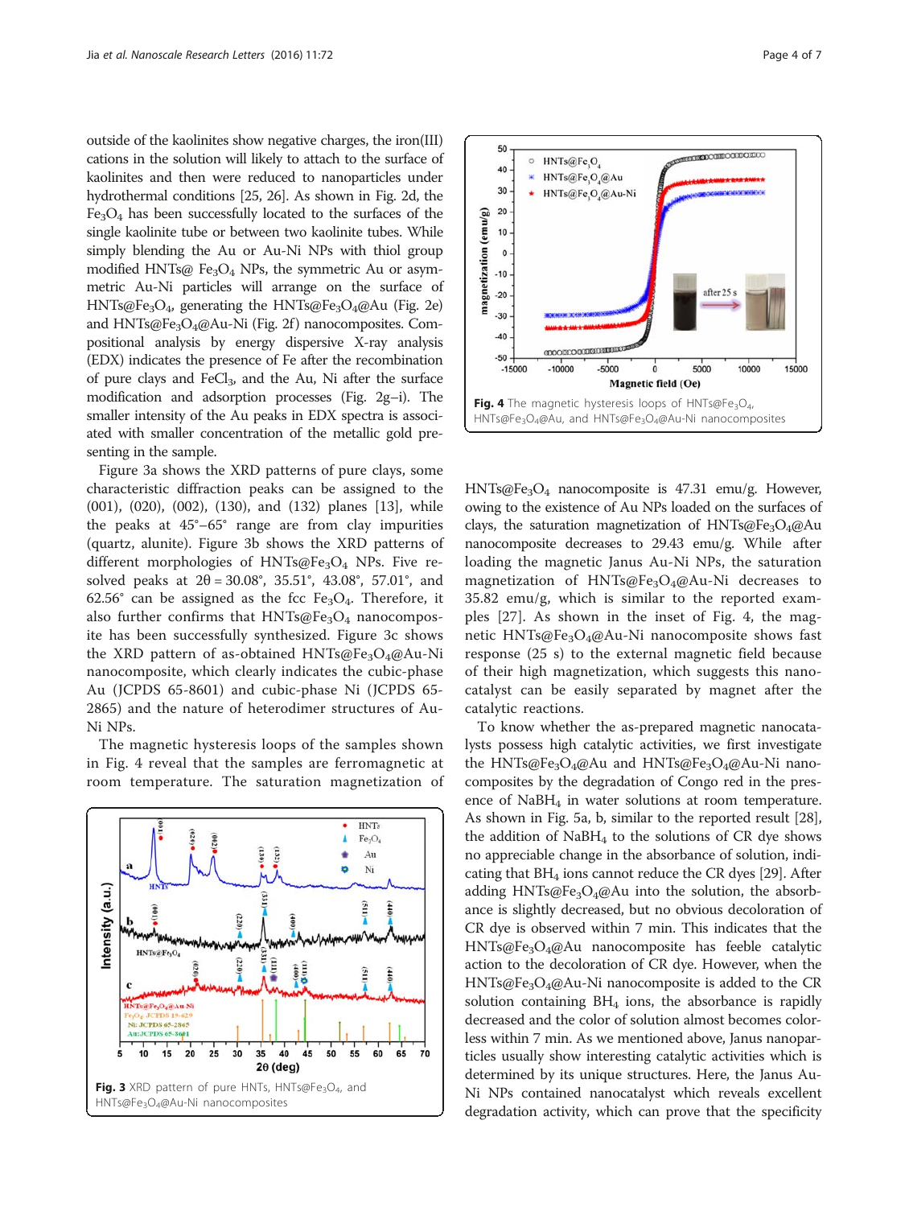outside of the kaolinites show negative charges, the iron(III) cations in the solution will likely to attach to the surface of kaolinites and then were reduced to nanoparticles under hydrothermal conditions [25, 26]. As shown in Fig. 2d, the $Fe_3O_4$ has been successfully located to the surfaces of the single kaolinite tube or between two kaolinite tubes. While simply blending the Au or Au-Ni NPs with thiol group modified HNTs@ $Fe_3O_4$ NPs, the symmetric Au or asymmetric Au-Ni particles will arrange on the surface of HNTs@$Fe_3O_4$, generating the HNTs@$Fe_3O_4$@Au (Fig. 2e) and HNTs@$Fe_3O_4$@Au-Ni (Fig. 2f) nanocomposites. Compositional analysis by energy dispersive X-ray analysis (EDX) indicates the presence of Fe after the recombination of pure clays and $FeCl_3$, and the Au, Ni after the surface modification and adsorption processes (Fig. 2g–i). The smaller intensity of the Au peaks in EDX spectra is associated with smaller concentration of the metallic gold presenting in the sample.

Figure 3a shows the XRD patterns of pure clays, some characteristic diffraction peaks can be assigned to the (001), (020), (002), (130), and (132) planes [13], while the peaks at 45°–65° range are from clay impurities (quartz, alunite). Figure 3b shows the XRD patterns of different morphologies of HNTs@$Fe_3O_4$ NPs. Five resolved peaks at $2\theta = 30.08°$, 35.51°, 43.08°, 57.01°, and 62.56° can be assigned as the fcc $Fe_3O_4$. Therefore, it also further confirms that HNTs@$Fe_3O_4$ nanocomposite has been successfully synthesized. Figure 3c shows the XRD pattern of as-obtained HNTs@$Fe_3O_4$@Au-Ni nanocomposite, which clearly indicates the cubic-phase Au (JCPDS 65-8601) and cubic-phase Ni (JCPDS 65-2865) and the nature of heterodimer structures of Au-Ni NPs.

The magnetic hysteresis loops of the samples shown in Fig. 4 reveal that the samples are ferromagnetic at room temperature. The saturation magnetization of

**Fig. 3** XRD pattern of pure HNTs, HNTs@$Fe_3O_4$, and HNTs@$Fe_3O_4$@Au-Ni nanocomposites

**Fig. 4** The magnetic hysteresis loops of HNTs@$Fe_3O_4$, HNTs@$Fe_3O_4$@Au, and HNTs@$Fe_3O_4$@Au-Ni nanocomposites

HNTs@$Fe_3O_4$ nanocomposite is 47.31 emu/g. However, owing to the existence of Au NPs loaded on the surfaces of clays, the saturation magnetization of HNTs@$Fe_3O_4$@Au nanocomposite decreases to 29.43 emu/g. While after loading the magnetic Janus Au-Ni NPs, the saturation magnetization of HNTs@$Fe_3O_4$@Au-Ni decreases to 35.82 emu/g, which is similar to the reported examples [27]. As shown in the inset of Fig. 4, the magnetic HNTs@$Fe_3O_4$@Au-Ni nanocomposite shows fast response (25 s) to the external magnetic field because of their high magnetization, which suggests this nanocatalyst can be easily separated by magnet after the catalytic reactions.

To know whether the as-prepared magnetic nanocatalysts possess high catalytic activities, we first investigate the HNTs@$Fe_3O_4$@Au and HNTs@$Fe_3O_4$@Au-Ni nanocomposites by the degradation of Congo red in the presence of $NaBH_4$ in water solutions at room temperature. As shown in Fig. 5a, b, similar to the reported result [28], the addition of $NaBH_4$ to the solutions of CR dye shows no appreciable change in the absorbance of solution, indicating that $BH_4$ ions cannot reduce the CR dyes [29]. After adding HNTs@$Fe_3O_4$@Au into the solution, the absorbance is slightly decreased, but no obvious decoloration of CR dye is observed within 7 min. This indicates that the HNTs@$Fe_3O_4$@Au nanocomposite has feeble catalytic action to the decoloration of CR dye. However, when the HNTs@$Fe_3O_4$@Au-Ni nanocomposite is added to the CR solution containing $BH_4$ ions, the absorbance is rapidly decreased and the color of solution almost becomes colorless within 7 min. As we mentioned above, Janus nanoparticles usually show interesting catalytic activities which is determined by its unique structures. Here, the Janus Au-Ni NPs contained nanocatalyst which reveals excellent degradation activity, which can prove that the specificity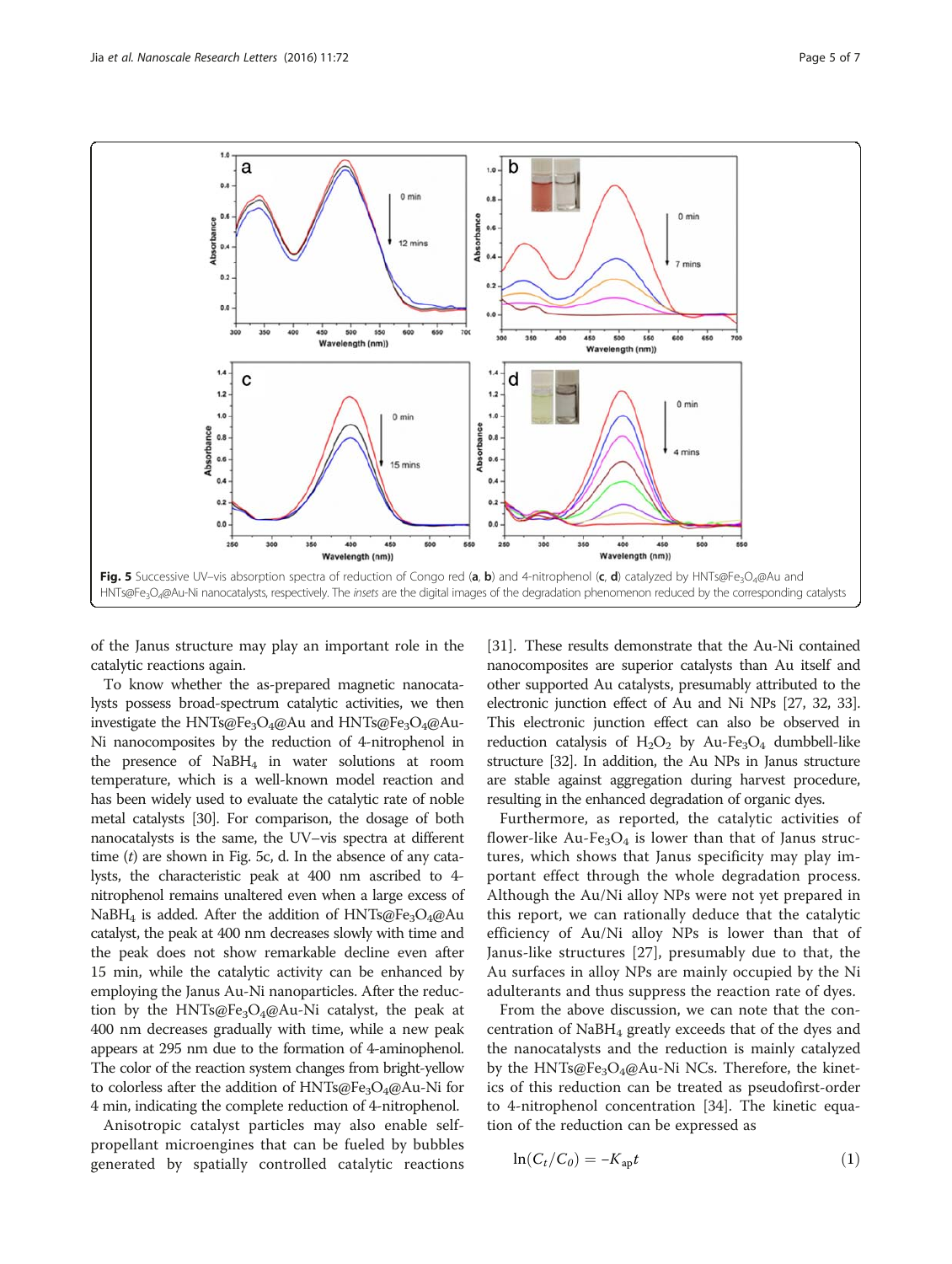Fig. 5 Successive UV–vis absorption spectra of reduction of Congo red (a, b) and 4-nitrophenol (c, d) catalyzed by HNTs@$Fe_3O_4$@Au and HNTs@$Fe_3O_4$@Au-Ni nanocatalysts, respectively. The *insets* are the digital images of the degradation phenomenon reduced by the corresponding catalysts

of the Janus structure may play an important role in the catalytic reactions again.

To know whether the as-prepared magnetic nanocatalysts possess broad-spectrum catalytic activities, we then investigate the HNTs@$Fe_3O_4$@Au and HNTs@$Fe_3O_4$@Au-Ni nanocomposites by the reduction of 4-nitrophenol in the presence of $NaBH_4$ in water solutions at room temperature, which is a well-known model reaction and has been widely used to evaluate the catalytic rate of noble metal catalysts [30]. For comparison, the dosage of both nanocatalysts is the same, the UV–vis spectra at different time ($t$) are shown in Fig. 5c, d. In the absence of any catalysts, the characteristic peak at 400 nm ascribed to 4-nitrophenol remains unaltered even when a large excess of $NaBH_4$ is added. After the addition of HNTs@$Fe_3O_4$@Au catalyst, the peak at 400 nm decreases slowly with time and the peak does not show remarkable decline even after 15 min, while the catalytic activity can be enhanced by employing the Janus Au-Ni nanoparticles. After the reduction by the HNTs@$Fe_3O_4$@Au-Ni catalyst, the peak at 400 nm decreases gradually with time, while a new peak appears at 295 nm due to the formation of 4-aminophenol. The color of the reaction system changes from bright-yellow to colorless after the addition of HNTs@$Fe_3O_4$@Au-Ni for 4 min, indicating the complete reduction of 4-nitrophenol.

Anisotropic catalyst particles may also enable self-propellant microengines that can be fueled by bubbles generated by spatially controlled catalytic reactions [31]. These results demonstrate that the Au-Ni contained nanocomposites are superior catalysts than Au itself and other supported Au catalysts, presumably attributed to the electronic junction effect of Au and Ni NPs [27, 32, 33]. This electronic junction effect can also be observed in reduction catalysis of $H_2O_2$ by Au-$Fe_3O_4$ dumbbell-like structure [32]. In addition, the Au NPs in Janus structure are stable against aggregation during harvest procedure, resulting in the enhanced degradation of organic dyes.

Furthermore, as reported, the catalytic activities of flower-like Au-$Fe_3O_4$ is lower than that of Janus structures, which shows that Janus specificity may play important effect through the whole degradation process. Although the Au/Ni alloy NPs were not yet prepared in this report, we can rationally deduce that the catalytic efficiency of Au/Ni alloy NPs is lower than that of Janus-like structures [27], presumably due to that, the Au surfaces in alloy NPs are mainly occupied by the Ni adulterants and thus suppress the reaction rate of dyes.

From the above discussion, we can note that the concentration of $NaBH_4$ greatly exceeds that of the dyes and the nanocatalysts and the reduction is mainly catalyzed by the HNTs@$Fe_3O_4$@Au-Ni NCs. Therefore, the kinetics of this reduction can be treated as pseudofirst-order to 4-nitrophenol concentration [34]. The kinetic equation of the reduction can be expressed as

$$\ln(C_t/C_0) = -K_{ap}t \tag{1}$$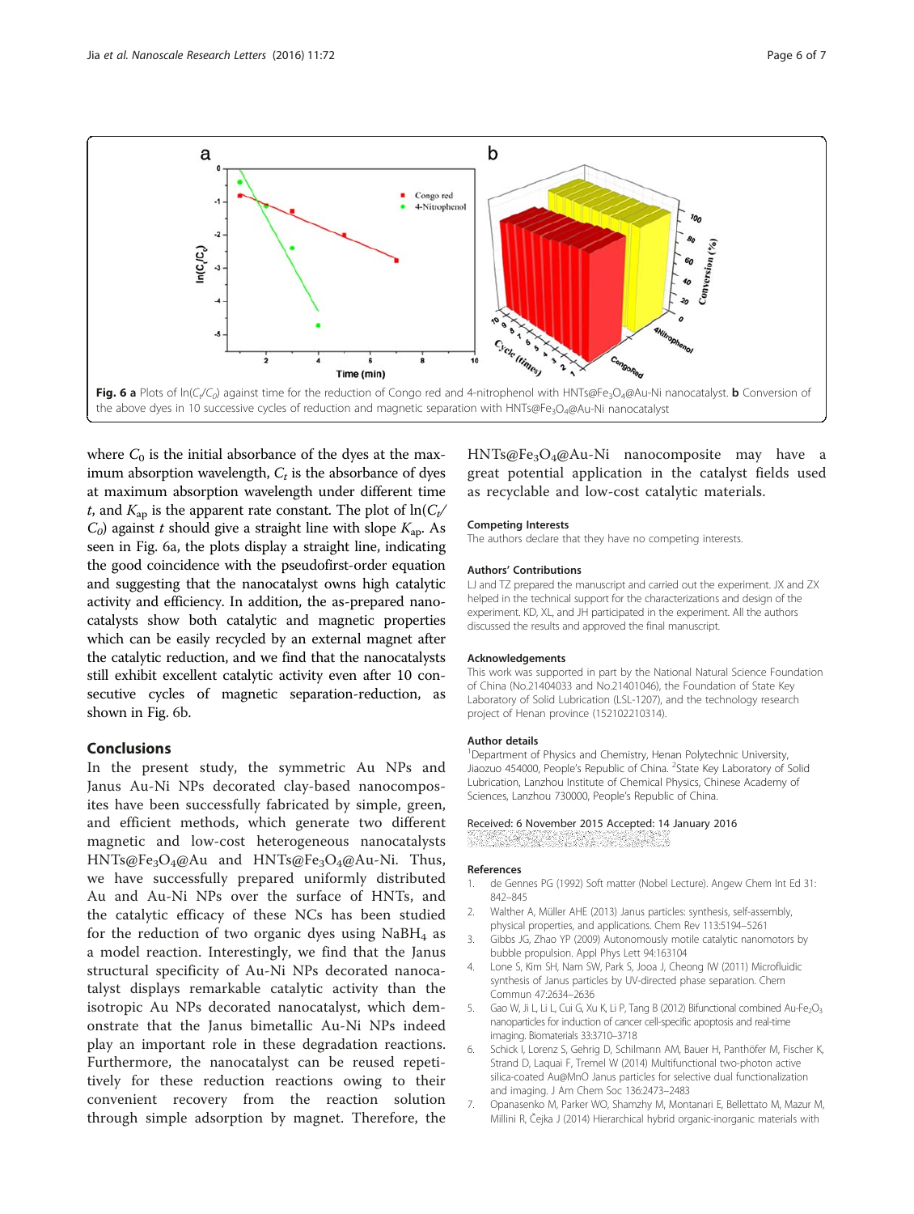a

0
-1
-2
-3
-4
-5

$\ln(C_t/C_0)$

2
4
6
8
10

Time (min)

Congo red
4-Nitrophenol

b

100
80
60
40
20
0

Conversion (%)

10
9
8
7
6
5
4
3
2
1

Cycle (times)

4-Nitrophenol
CongoRed

**Fig. 6** **a** Plots of $\ln(C_t/C_0)$ against time for the reduction of Congo red and 4-nitrophenol with HNTs@$Fe_3O_4$@Au-Ni nanocatalyst. **b** Conversion of the above dyes in 10 successive cycles of reduction and magnetic separation with HNTs@$Fe_3O_4$@Au-Ni nanocatalyst

where $C_0$ is the initial absorbance of the dyes at the maximum absorption wavelength, $C_t$ is the absorbance of dyes at maximum absorption wavelength under different time $t$, and $K_{ap}$ is the apparent rate constant. The plot of $\ln(C_t/C_0)$ against $t$ should give a straight line with slope $K_{ap}$. As seen in Fig. 6a, the plots display a straight line, indicating the good coincidence with the pseudofirst-order equation and suggesting that the nanocatalyst owns high catalytic activity and efficiency. In addition, the as-prepared nanocatalysts show both catalytic and magnetic properties which can be easily recycled by an external magnet after the catalytic reduction, and we find that the nanocatalysts still exhibit excellent catalytic activity even after 10 consecutive cycles of magnetic separation-reduction, as shown in Fig. 6b.

## Conclusions

In the present study, the symmetric Au NPs and Janus Au-Ni NPs decorated clay-based nanocomposites have been successfully fabricated by simple, green, and efficient methods, which generate two different magnetic and low-cost heterogeneous nanocatalysts HNTs@$Fe_3O_4$@Au and HNTs@$Fe_3O_4$@Au-Ni. Thus, we have successfully prepared uniformly distributed Au and Au-Ni NPs over the surface of HNTs, and the catalytic efficacy of these NCs has been studied for the reduction of two organic dyes using $NaBH_4$ as a model reaction. Interestingly, we find that the Janus structural specificity of Au-Ni NPs decorated nanocatalyst displays remarkable catalytic activity than the isotropic Au NPs decorated nanocatalyst, which demonstrate that the Janus bimetallic Au-Ni NPs indeed play an important role in these degradation reactions. Furthermore, the nanocatalyst can be reused repetitively for these reduction reactions owing to their convenient recovery from the reaction solution through simple adsorption by magnet. Therefore, the HNTs@$Fe_3O_4$@Au-Ni nanocomposite may have a great potential application in the catalyst fields used as recyclable and low-cost catalytic materials.

### Competing Interests

The authors declare that they have no competing interests.

### Authors' Contributions

LJ and TZ prepared the manuscript and carried out the experiment. JX and ZX helped in the technical support for the characterizations and design of the experiment. KD, XL, and JH participated in the experiment. All the authors discussed the results and approved the final manuscript.

### Acknowledgements

This work was supported in part by the National Natural Science Foundation of China (No.21404033 and No.21401046), the Foundation of State Key Laboratory of Solid Lubrication (LSL-1207), and the technology research project of Henan province (152102210314).

### Author details

[1]Department of Physics and Chemistry, Henan Polytechnic University, Jiaozuo 454000, People's Republic of China. [2]State Key Laboratory of Solid Lubrication, Lanzhou Institute of Chemical Physics, Chinese Academy of Sciences, Lanzhou 730000, People's Republic of China.

Received: 6 November 2015 Accepted: 14 January 2016

### References

1. de Gennes PG (1992) Soft matter (Nobel Lecture). Angew Chem Int Ed 31: 842–845
2. Walther A, Müller AHE (2013) Janus particles: synthesis, self-assembly, physical properties, and applications. Chem Rev 113:5194–5261
3. Gibbs JG, Zhao YP (2009) Autonomously motile catalytic nanomotors by bubble propulsion. Appl Phys Lett 94:163104
4. Lone S, Kim SH, Nam SW, Park S, Jooa J, Cheong IW (2011) Microfluidic synthesis of Janus particles by UV-directed phase separation. Chem Commun 47:2634–2636
5. Gao W, Ji L, Li L, Cui G, Xu K, Li P, Tang B (2012) Bifunctional combined Au-$Fe_2O_3$ nanoparticles for induction of cancer cell-specific apoptosis and real-time imaging. Biomaterials 33:3710–3718
6. Schick I, Lorenz S, Gehrig D, Schilmann AM, Bauer H, Panthöfer M, Fischer K, Strand D, Laquai F, Tremel W (2014) Multifunctional two-photon active silica-coated Au@MnO Janus particles for selective dual functionalization and imaging. J Am Chem Soc 136:2473–2483
7. Opanasenko M, Parker WO, Shamzhy M, Montanari E, Bellettato M, Mazur M, Millini R, Čejka J (2014) Hierarchical hybrid organic-inorganic materials with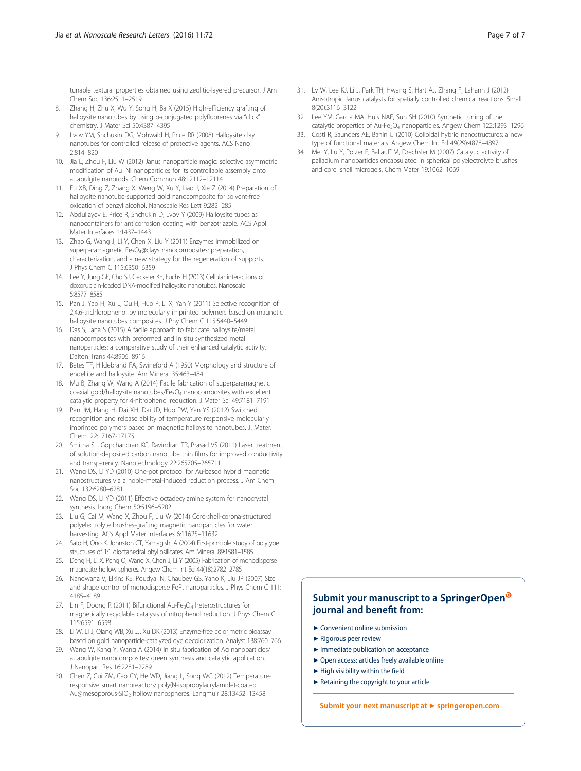tunable textural properties obtained using zeolitic-layered precursor. J Am Chem Soc 136:2511–2519

8. Zhang H, Zhu X, Wu Y, Song H, Ba X (2015) High-efficiency grafting of halloysite nanotubes by using p-conjugated polyfluorenes via "click" chemistry. J Mater Sci 50:4387–4395
9. Lvov YM, Shchukin DG, Mohwald H, Price RR (2008) Halloysite clay nanotubes for controlled release of protective agents. ACS Nano 2:814–820
10. Jia L, Zhou F, Liu W (2012) Janus nanoparticle magic: selective asymmetric modification of Au–Ni nanoparticles for its controllable assembly onto attapulgite nanorods. Chem Commun 48:12112–12114
11. Fu XB, Ding Z, Zhang X, Weng W, Xu Y, Liao J, Xie Z (2014) Preparation of halloysite nanotube-supported gold nanocomposite for solvent-free oxidation of benzyl alcohol. Nanoscale Res Lett 9:282–285
12. Abdullayev E, Price R, Shchukin D, Lvov Y (2009) Halloysite tubes as nanocontainers for anticorrosion coating with benzotriazole. ACS Appl Mater Interfaces 1:1437–1443
13. Zhao G, Wang J, Li Y, Chen X, Liu Y (2011) Enzymes immobilized on superparamagnetic $Fe_3O_4$@clays nanocomposites: preparation, characterization, and a new strategy for the regeneration of supports. J Phys Chem C 115:6350–6359
14. Lee Y, Jung GE, Cho SJ, Geckeler KE, Fuchs H (2013) Cellular interactions of doxorubicin-loaded DNA-modified halloysite nanotubes. Nanoscale 5:8577–8585
15. Pan J, Yao H, Xu L, Ou H, Huo P, Li X, Yan Y (2011) Selective recognition of 2,4,6-trichlorophenol by molecularly imprinted polymers based on magnetic halloysite nanotubes composites. J Phy Chem C 115:5440–5449
16. Das S, Jana S (2015) A facile approach to fabricate halloysite/metal nanocomposites with preformed and in situ synthesized metal nanoparticles: a comparative study of their enhanced catalytic activity. Dalton Trans 44:8906–8916
17. Bates TF, Hildebrand FA, Swineford A (1950) Morphology and structure of endellite and halloysite. Am Mineral 35:463–484
18. Mu B, Zhang W, Wang A (2014) Facile fabrication of superparamagnetic coaxial gold/halloysite nanotubes/$Fe_3O_4$ nanocomposites with excellent catalytic property for 4-nitrophenol reduction. J Mater Sci 49:7181–7191
19. Pan JM, Hang H, Dai XH, Dai JD, Huo PW, Yan YS (2012) Switched recognition and release ability of temperature responsive molecularly imprinted polymers based on magnetic halloysite nanotubes. J. Mater. Chem. 22:17167-17175.
20. Smitha SL, Gopchandran KG, Ravindran TR, Prasad VS (2011) Laser treatment of solution-deposited carbon nanotube thin films for improved conductivity and transparency. Nanotechnology 22:265705–265711
21. Wang DS, Li YD (2010) One-pot protocol for Au-based hybrid magnetic nanostructures via a noble-metal-induced reduction process. J Am Chem Soc 132:6280–6281
22. Wang DS, Li YD (2011) Effective octadecylamine system for nanocrystal synthesis. Inorg Chem 50:5196–5202
23. Liu G, Cai M, Wang X, Zhou F, Liu W (2014) Core-shell-corona-structured polyelectrolyte brushes-grafting magnetic nanoparticles for water harvesting. ACS Appl Mater Interfaces 6:11625–11632
24. Sato H, Ono K, Johnston CT, Yamagishi A (2004) First-principle study of polytype structures of 1:1 dioctahedral phyllosilicates. Am Mineral 89:1581–1585
25. Deng H, Li X, Peng Q, Wang X, Chen J, Li Y (2005) Fabrication of monodisperse magnetite hollow spheres. Angew Chem Int Ed 44(18):2782–2785
26. Nandwana V, Elkins KE, Poudyal N, Chaubey GS, Yano K, Liu JP (2007) Size and shape control of monodisperse FePt nanoparticles. J Phys Chem C 111: 4185–4189
27. Lin F, Doong R (2011) Bifunctional Au-$Fe_3O_4$ heterostructures for magnetically recyclable catalysis of nitrophenol reduction. J Phys Chem C 115:6591–6598
28. Li W, Li J, Qiang WB, Xu JJ, Xu DK (2013) Enzyme-free colorimetric bioassay based on gold nanoparticle-catalyzed dye decolorization. Analyst 138:760–766
29. Wang W, Kang Y, Wang A (2014) In situ fabrication of Ag nanoparticles/attapulgite nanocomposites: green synthesis and catalytic application. J Nanopart Res 16:2281–2289
30. Chen Z, Cui ZM, Cao CY, He WD, Jiang L, Song WG (2012) Temperature-responsive smart nanoreactors: poly(N-isopropylacrylamide)-coated Au@mesoporous-$SiO_2$ hollow nanospheres. Langmuir 28:13452–13458
31. Lv W, Lee KJ, Li J, Park TH, Hwang S, Hart AJ, Zhang F, Lahann J (2012) Anisotropic Janus catalysts for spatially controlled chemical reactions. Small 8(20):3116–3122
32. Lee YM, Garcia MA, Huls NAF, Sun SH (2010) Synthetic tuning of the catalytic properties of Au-$Fe_3O_4$ nanoparticles. Angew Chem 122:1293–1296
33. Costi R, Saunders AE, Banin U (2010) Colloidal hybrid nanostructures: a new type of functional materials. Angew Chem Int Ed 49(29):4878–4897
34. Mei Y, Lu Y, Polzer F, Ballauff M, Drechsler M (2007) Catalytic activity of palladium nanoparticles encapsulated in spherical polyelectrolyte brushes and core–shell microgels. Chem Mater 19:1062–1069

**Submit your manuscript to a SpringerOpen journal and benefit from:**

- ► Convenient online submission
- ► Rigorous peer review
- ► Immediate publication on acceptance
- ► Open access: articles freely available online
- ► High visibility within the field
- ► Retaining the copyright to your article

**Submit your next manuscript at ► springeropen.com**